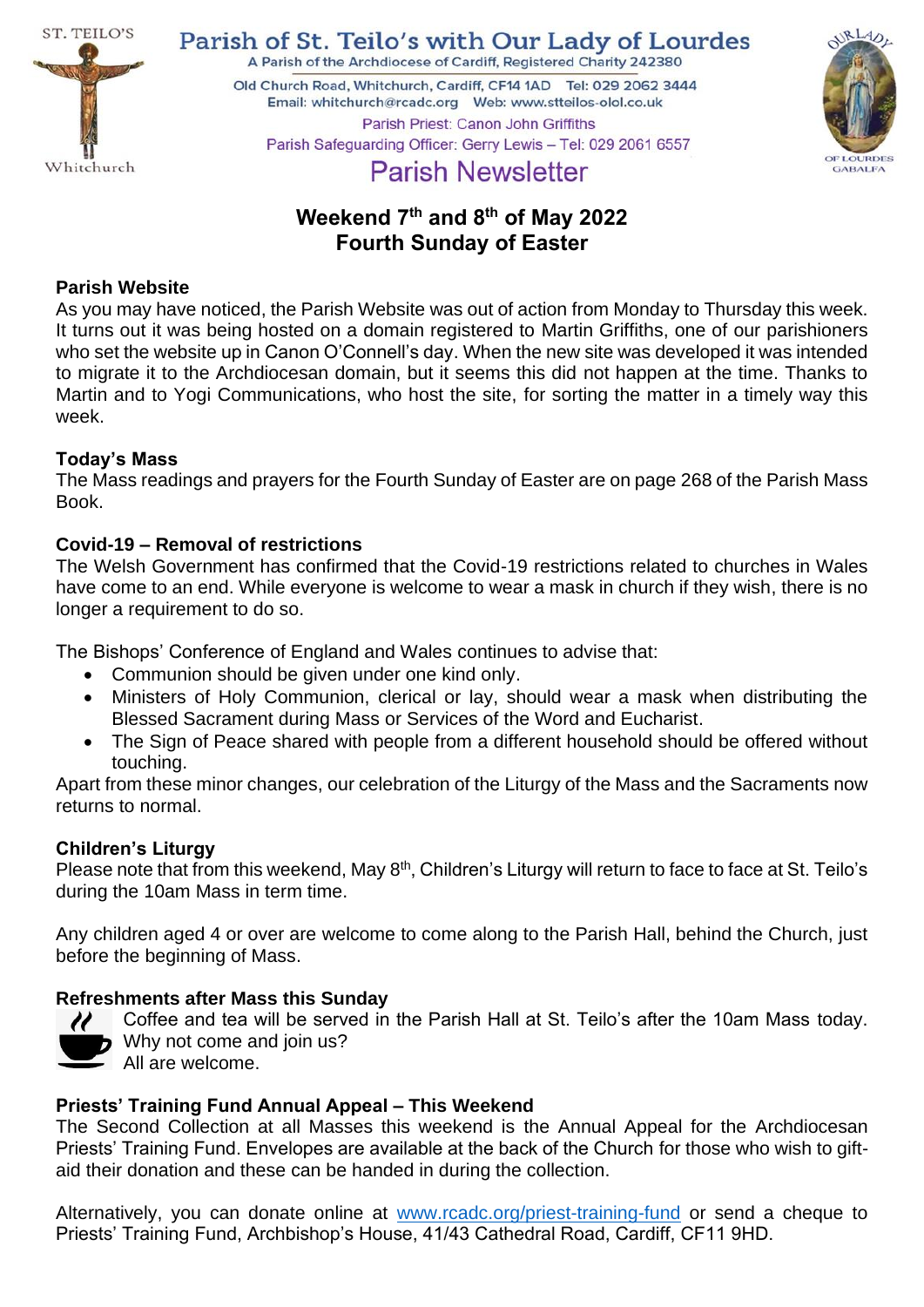ST. TEILO'S

Whitchurch

# Parish of St. Teilo's with Our Lady of Lourdes

A Parish of the Archdiocese of Cardiff, Registered Charity 242380

Old Church Road, Whitchurch, Cardiff, CF14 1AD Tel: 029 2062 3444
Email: whitchurch@rcadc.org Web: www.stteilos-olol.co.uk

Parish Priest: Canon John Griffiths

Parish Safeguarding Officer: Gerry Lewis – Tel: 029 2061 6557

OUR LADY OF LOURDES GABALFA

## Parish Newsletter

## Weekend 7th and 8th of May 2022
## Fourth Sunday of Easter

### Parish Website

As you may have noticed, the Parish Website was out of action from Monday to Thursday this week. It turns out it was being hosted on a domain registered to Martin Griffiths, one of our parishioners who set the website up in Canon O'Connell's day. When the new site was developed it was intended to migrate it to the Archdiocesan domain, but it seems this did not happen at the time. Thanks to Martin and to Yogi Communications, who host the site, for sorting the matter in a timely way this week.

### Today's Mass

The Mass readings and prayers for the Fourth Sunday of Easter are on page 268 of the Parish Mass Book.

### Covid-19 – Removal of restrictions

The Welsh Government has confirmed that the Covid-19 restrictions related to churches in Wales have come to an end. While everyone is welcome to wear a mask in church if they wish, there is no longer a requirement to do so.

The Bishops' Conference of England and Wales continues to advise that:

- Communion should be given under one kind only.
- Ministers of Holy Communion, clerical or lay, should wear a mask when distributing the Blessed Sacrament during Mass or Services of the Word and Eucharist.
- The Sign of Peace shared with people from a different household should be offered without touching.

Apart from these minor changes, our celebration of the Liturgy of the Mass and the Sacraments now returns to normal.

### Children's Liturgy

Please note that from this weekend, May 8th, Children's Liturgy will return to face to face at St. Teilo's during the 10am Mass in term time.

Any children aged 4 or over are welcome to come along to the Parish Hall, behind the Church, just before the beginning of Mass.

### Refreshments after Mass this Sunday

Coffee and tea will be served in the Parish Hall at St. Teilo's after the 10am Mass today. Why not come and join us?
All are welcome.

### Priests' Training Fund Annual Appeal – This Weekend

The Second Collection at all Masses this weekend is the Annual Appeal for the Archdiocesan Priests' Training Fund. Envelopes are available at the back of the Church for those who wish to gift-aid their donation and these can be handed in during the collection.

Alternatively, you can donate online at www.rcadc.org/priest-training-fund or send a cheque to Priests' Training Fund, Archbishop's House, 41/43 Cathedral Road, Cardiff, CF11 9HD.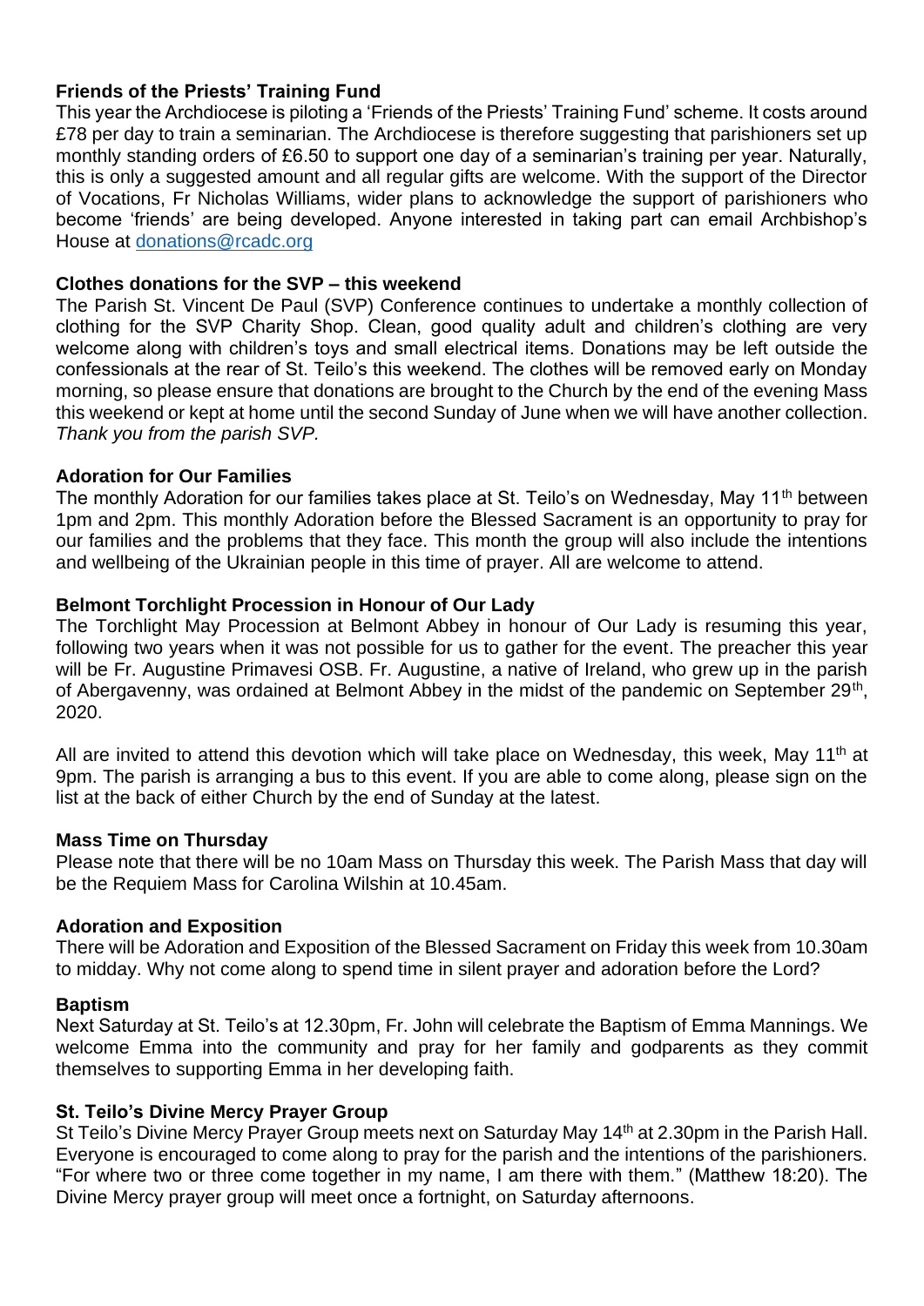**Friends of the Priests' Training Fund**

This year the Archdiocese is piloting a 'Friends of the Priests' Training Fund' scheme. It costs around £78 per day to train a seminarian. The Archdiocese is therefore suggesting that parishioners set up monthly standing orders of £6.50 to support one day of a seminarian's training per year. Naturally, this is only a suggested amount and all regular gifts are welcome. With the support of the Director of Vocations, Fr Nicholas Williams, wider plans to acknowledge the support of parishioners who become 'friends' are being developed. Anyone interested in taking part can email Archbishop's House at donations@rcadc.org

**Clothes donations for the SVP – this weekend**

The Parish St. Vincent De Paul (SVP) Conference continues to undertake a monthly collection of clothing for the SVP Charity Shop. Clean, good quality adult and children's clothing are very welcome along with children's toys and small electrical items. Donations may be left outside the confessionals at the rear of St. Teilo's this weekend. The clothes will be removed early on Monday morning, so please ensure that donations are brought to the Church by the end of the evening Mass this weekend or kept at home until the second Sunday of June when we will have another collection. *Thank you from the parish SVP.*

**Adoration for Our Families**

The monthly Adoration for our families takes place at St. Teilo's on Wednesday, May 11th between 1pm and 2pm. This monthly Adoration before the Blessed Sacrament is an opportunity to pray for our families and the problems that they face. This month the group will also include the intentions and wellbeing of the Ukrainian people in this time of prayer. All are welcome to attend.

**Belmont Torchlight Procession in Honour of Our Lady**

The Torchlight May Procession at Belmont Abbey in honour of Our Lady is resuming this year, following two years when it was not possible for us to gather for the event. The preacher this year will be Fr. Augustine Primavesi OSB. Fr. Augustine, a native of Ireland, who grew up in the parish of Abergavenny, was ordained at Belmont Abbey in the midst of the pandemic on September 29th, 2020.

All are invited to attend this devotion which will take place on Wednesday, this week, May 11th at 9pm. The parish is arranging a bus to this event. If you are able to come along, please sign on the list at the back of either Church by the end of Sunday at the latest.

**Mass Time on Thursday**

Please note that there will be no 10am Mass on Thursday this week. The Parish Mass that day will be the Requiem Mass for Carolina Wilshin at 10.45am.

**Adoration and Exposition**

There will be Adoration and Exposition of the Blessed Sacrament on Friday this week from 10.30am to midday. Why not come along to spend time in silent prayer and adoration before the Lord?

**Baptism**

Next Saturday at St. Teilo's at 12.30pm, Fr. John will celebrate the Baptism of Emma Mannings. We welcome Emma into the community and pray for her family and godparents as they commit themselves to supporting Emma in her developing faith.

**St. Teilo's Divine Mercy Prayer Group**

St Teilo's Divine Mercy Prayer Group meets next on Saturday May 14th at 2.30pm in the Parish Hall. Everyone is encouraged to come along to pray for the parish and the intentions of the parishioners. "For where two or three come together in my name, I am there with them." (Matthew 18:20). The Divine Mercy prayer group will meet once a fortnight, on Saturday afternoons.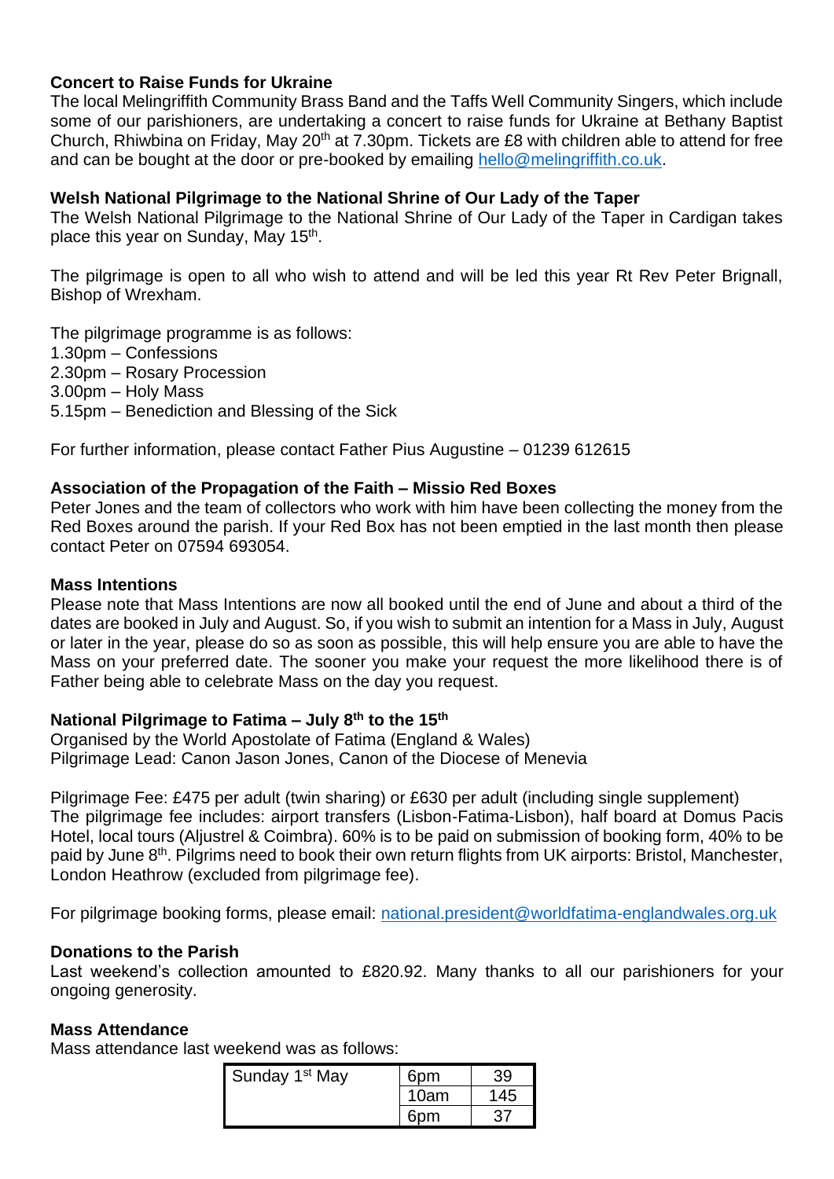**Concert to Raise Funds for Ukraine**

The local Melingriffith Community Brass Band and the Taffs Well Community Singers, which include some of our parishioners, are undertaking a concert to raise funds for Ukraine at Bethany Baptist Church, Rhiwbina on Friday, May 20th at 7.30pm. Tickets are £8 with children able to attend for free and can be bought at the door or pre-booked by emailing hello@melingriffith.co.uk.

**Welsh National Pilgrimage to the National Shrine of Our Lady of the Taper**

The Welsh National Pilgrimage to the National Shrine of Our Lady of the Taper in Cardigan takes place this year on Sunday, May 15th.

The pilgrimage is open to all who wish to attend and will be led this year Rt Rev Peter Brignall, Bishop of Wrexham.

The pilgrimage programme is as follows:
1.30pm – Confessions
2.30pm – Rosary Procession
3.00pm – Holy Mass
5.15pm – Benediction and Blessing of the Sick

For further information, please contact Father Pius Augustine – 01239 612615

**Association of the Propagation of the Faith – Missio Red Boxes**

Peter Jones and the team of collectors who work with him have been collecting the money from the Red Boxes around the parish. If your Red Box has not been emptied in the last month then please contact Peter on 07594 693054.

**Mass Intentions**

Please note that Mass Intentions are now all booked until the end of June and about a third of the dates are booked in July and August. So, if you wish to submit an intention for a Mass in July, August or later in the year, please do so as soon as possible, this will help ensure you are able to have the Mass on your preferred date. The sooner you make your request the more likelihood there is of Father being able to celebrate Mass on the day you request.

**National Pilgrimage to Fatima – July 8th to the 15th**

Organised by the World Apostolate of Fatima (England & Wales)
Pilgrimage Lead: Canon Jason Jones, Canon of the Diocese of Menevia

Pilgrimage Fee: £475 per adult (twin sharing) or £630 per adult (including single supplement)
The pilgrimage fee includes: airport transfers (Lisbon-Fatima-Lisbon), half board at Domus Pacis Hotel, local tours (Aljustrel & Coimbra). 60% is to be paid on submission of booking form, 40% to be paid by June 8th. Pilgrims need to book their own return flights from UK airports: Bristol, Manchester, London Heathrow (excluded from pilgrimage fee).

For pilgrimage booking forms, please email: national.president@worldfatima-englandwales.org.uk

**Donations to the Parish**

Last weekend's collection amounted to £820.92. Many thanks to all our parishioners for your ongoing generosity.

**Mass Attendance**

Mass attendance last weekend was as follows:

| | | |
|---|---|---|
| Sunday 1st May | 6pm | 39 |
| | 10am | 145 |
| | 6pm | 37 |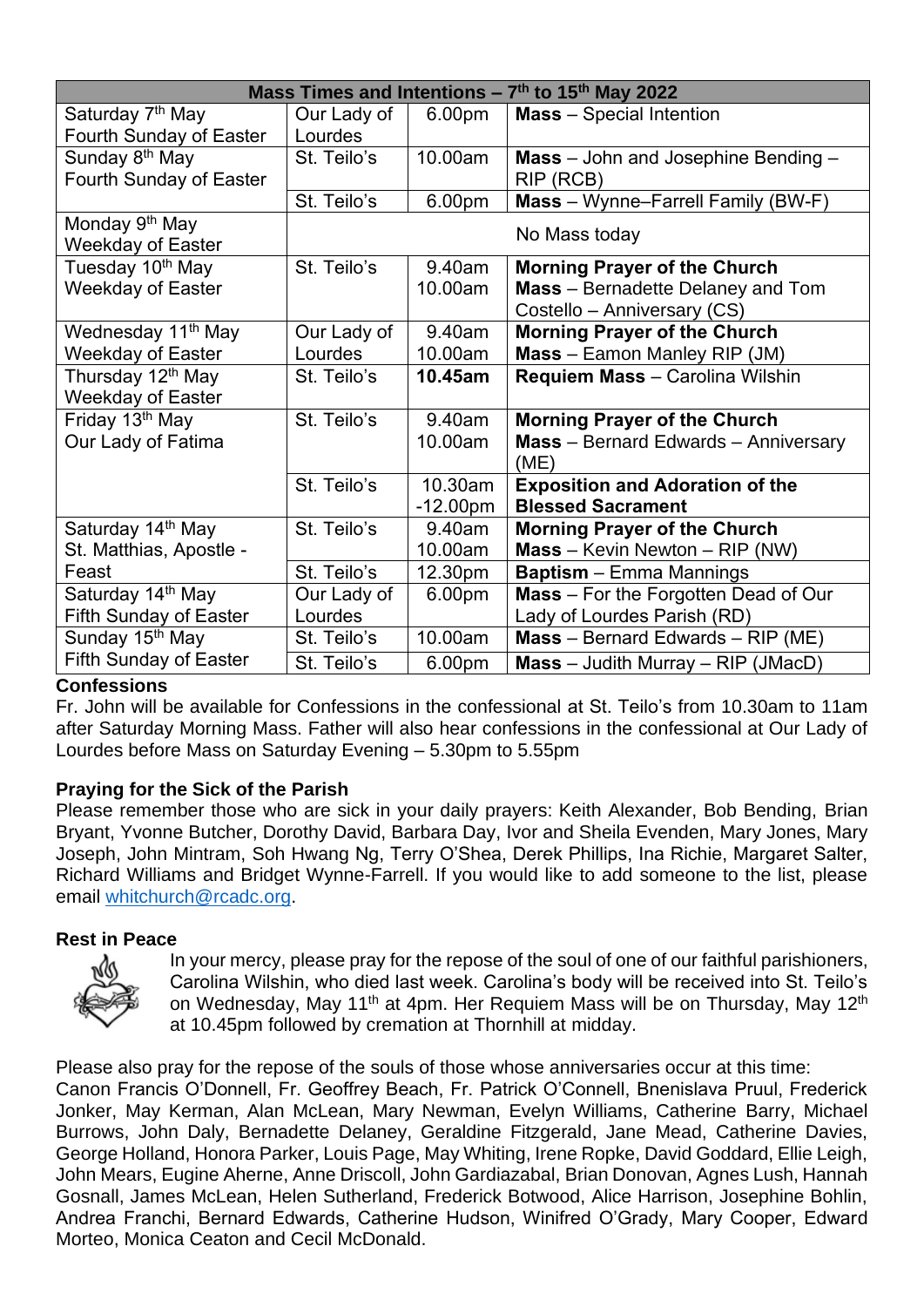| Mass Times and Intentions – 7th to 15th May 2022 | | | |
|---|---|---|---|
| Saturday 7th May<br>Fourth Sunday of Easter | Our Lady of Lourdes | 6.00pm | **Mass** – Special Intention |
| Sunday 8th May<br>Fourth Sunday of Easter | St. Teilo's | 10.00am | **Mass** – John and Josephine Bending – RIP (RCB) |
| | St. Teilo's | 6.00pm | **Mass** – Wynne–Farrell Family (BW-F) |
| Monday 9th May<br>Weekday of Easter | No Mass today | | |
| Tuesday 10th May<br>Weekday of Easter | St. Teilo's | 9.40am<br>10.00am | **Morning Prayer of the Church**<br>**Mass** – Bernadette Delaney and Tom Costello – Anniversary (CS) |
| Wednesday 11th May<br>Weekday of Easter | Our Lady of Lourdes | 9.40am<br>10.00am | **Morning Prayer of the Church**<br>**Mass** – Eamon Manley RIP (JM) |
| Thursday 12th May<br>Weekday of Easter | St. Teilo's | **10.45am** | **Requiem Mass** – Carolina Wilshin |
| Friday 13th May<br>Our Lady of Fatima | St. Teilo's | 9.40am<br>10.00am | **Morning Prayer of the Church**<br>**Mass** – Bernard Edwards – Anniversary (ME) |
| | St. Teilo's | 10.30am -12.00pm | **Exposition and Adoration of the Blessed Sacrament** |
| Saturday 14th May<br>St. Matthias, Apostle - Feast | St. Teilo's | 9.40am<br>10.00am | **Morning Prayer of the Church**<br>**Mass** – Kevin Newton – RIP (NW) |
| | St. Teilo's | 12.30pm | **Baptism** – Emma Mannings |
| Saturday 14th May<br>Fifth Sunday of Easter | Our Lady of Lourdes | 6.00pm | **Mass** – For the Forgotten Dead of Our Lady of Lourdes Parish (RD) |
| Sunday 15th May<br>Fifth Sunday of Easter | St. Teilo's | 10.00am | **Mass** – Bernard Edwards – RIP (ME) |
| | St. Teilo's | 6.00pm | **Mass** – Judith Murray – RIP (JMacD) |

**Confessions**

Fr. John will be available for Confessions in the confessional at St. Teilo's from 10.30am to 11am after Saturday Morning Mass. Father will also hear confessions in the confessional at Our Lady of Lourdes before Mass on Saturday Evening – 5.30pm to 5.55pm

**Praying for the Sick of the Parish**

Please remember those who are sick in your daily prayers: Keith Alexander, Bob Bending, Brian Bryant, Yvonne Butcher, Dorothy David, Barbara Day, Ivor and Sheila Evenden, Mary Jones, Mary Joseph, John Mintram, Soh Hwang Ng, Terry O'Shea, Derek Phillips, Ina Richie, Margaret Salter, Richard Williams and Bridget Wynne-Farrell. If you would like to add someone to the list, please email whitchurch@rcadc.org.

**Rest in Peace**

In your mercy, please pray for the repose of the soul of one of our faithful parishioners, Carolina Wilshin, who died last week. Carolina's body will be received into St. Teilo's on Wednesday, May 11th at 4pm. Her Requiem Mass will be on Thursday, May 12th at 10.45pm followed by cremation at Thornhill at midday.

Please also pray for the repose of the souls of those whose anniversaries occur at this time: Canon Francis O'Donnell, Fr. Geoffrey Beach, Fr. Patrick O'Connell, Bnenislava Pruul, Frederick Jonker, May Kerman, Alan McLean, Mary Newman, Evelyn Williams, Catherine Barry, Michael Burrows, John Daly, Bernadette Delaney, Geraldine Fitzgerald, Jane Mead, Catherine Davies, George Holland, Honora Parker, Louis Page, May Whiting, Irene Ropke, David Goddard, Ellie Leigh, John Mears, Eugine Aherne, Anne Driscoll, John Gardiazabal, Brian Donovan, Agnes Lush, Hannah Gosnall, James McLean, Helen Sutherland, Frederick Botwood, Alice Harrison, Josephine Bohlin, Andrea Franchi, Bernard Edwards, Catherine Hudson, Winifred O'Grady, Mary Cooper, Edward Morteo, Monica Ceaton and Cecil McDonald.